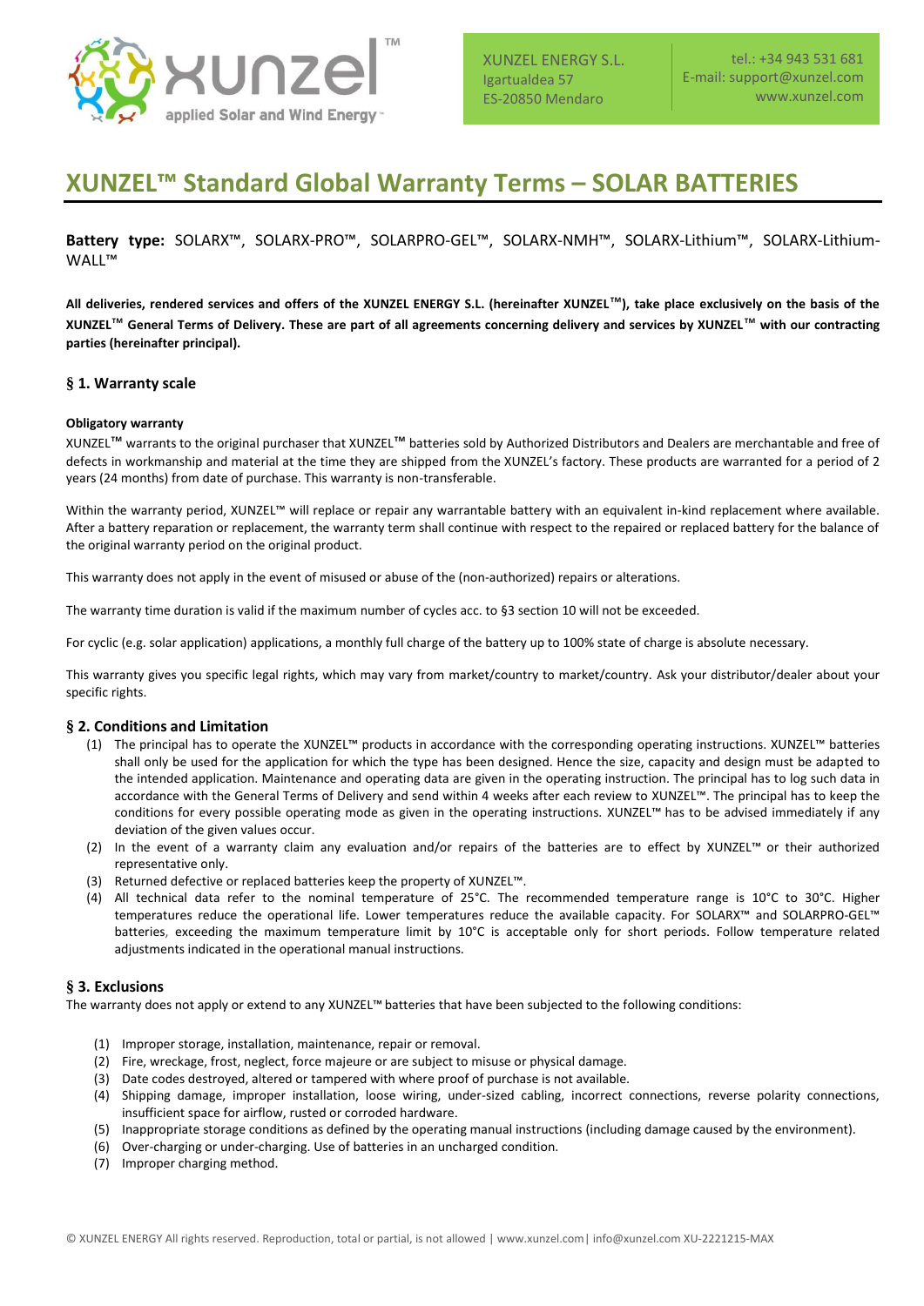XUNZEL ENERGY S.L.
Igartualdea 57
ES-20850 Mendaro

tel.: +34 943 531 681
E-mail: support@xunzel.com
www.xunzel.com

# XUNZEL™ Standard Global Warranty Terms – SOLAR BATTERIES

**Battery type:** SOLARX™, SOLARX-PRO™, SOLARPRO-GEL™, SOLARX-NMH™, SOLARX-Lithium™, SOLARX-Lithium-WALL™

**All deliveries, rendered services and offers of the XUNZEL ENERGY S.L. (hereinafter XUNZEL™), take place exclusively on the basis of the XUNZEL™ General Terms of Delivery. These are part of all agreements concerning delivery and services by XUNZEL™ with our contracting parties (hereinafter principal).**

## § 1. Warranty scale

**Obligatory warranty**

XUNZEL™ warrants to the original purchaser that XUNZEL™ batteries sold by Authorized Distributors and Dealers are merchantable and free of defects in workmanship and material at the time they are shipped from the XUNZEL's factory. These products are warranted for a period of 2 years (24 months) from date of purchase. This warranty is non-transferable.

Within the warranty period, XUNZEL™ will replace or repair any warrantable battery with an equivalent in-kind replacement where available. After a battery reparation or replacement, the warranty term shall continue with respect to the repaired or replaced battery for the balance of the original warranty period on the original product.

This warranty does not apply in the event of misused or abuse of the (non-authorized) repairs or alterations.

The warranty time duration is valid if the maximum number of cycles acc. to §3 section 10 will not be exceeded.

For cyclic (e.g. solar application) applications, a monthly full charge of the battery up to 100% state of charge is absolute necessary.

This warranty gives you specific legal rights, which may vary from market/country to market/country. Ask your distributor/dealer about your specific rights.

## § 2. Conditions and Limitation

(1) The principal has to operate the XUNZEL™ products in accordance with the corresponding operating instructions. XUNZEL™ batteries shall only be used for the application for which the type has been designed. Hence the size, capacity and design must be adapted to the intended application. Maintenance and operating data are given in the operating instruction. The principal has to log such data in accordance with the General Terms of Delivery and send within 4 weeks after each review to XUNZEL™. The principal has to keep the conditions for every possible operating mode as given in the operating instructions. XUNZEL™ has to be advised immediately if any deviation of the given values occur.

(2) In the event of a warranty claim any evaluation and/or repairs of the batteries are to effect by XUNZEL™ or their authorized representative only.

(3) Returned defective or replaced batteries keep the property of XUNZEL™.

(4) All technical data refer to the nominal temperature of 25°C. The recommended temperature range is 10°C to 30°C. Higher temperatures reduce the operational life. Lower temperatures reduce the available capacity. For SOLARX™ and SOLARPRO-GEL™ batteries, exceeding the maximum temperature limit by 10°C is acceptable only for short periods. Follow temperature related adjustments indicated in the operational manual instructions.

## § 3. Exclusions

The warranty does not apply or extend to any XUNZEL™ batteries that have been subjected to the following conditions:

(1) Improper storage, installation, maintenance, repair or removal.

(2) Fire, wreckage, frost, neglect, force majeure or are subject to misuse or physical damage.

(3) Date codes destroyed, altered or tampered with where proof of purchase is not available.

(4) Shipping damage, improper installation, loose wiring, under-sized cabling, incorrect connections, reverse polarity connections, insufficient space for airflow, rusted or corroded hardware.

(5) Inappropriate storage conditions as defined by the operating manual instructions (including damage caused by the environment).

(6) Over-charging or under-charging. Use of batteries in an uncharged condition.

(7) Improper charging method.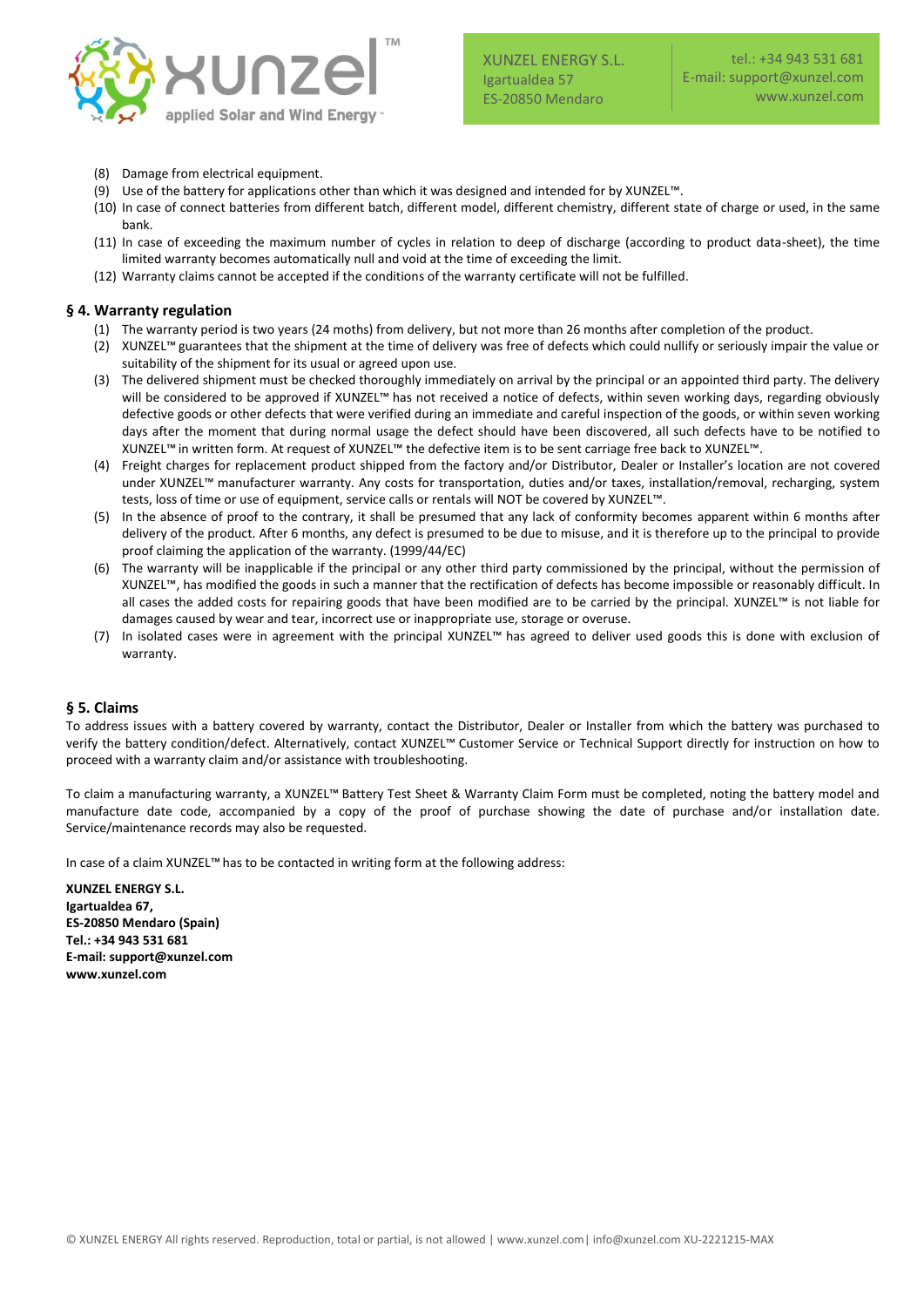(8) Damage from electrical equipment.
(9) Use of the battery for applications other than which it was designed and intended for by XUNZEL™.
(10) In case of connect batteries from different batch, different model, different chemistry, different state of charge or used, in the same bank.
(11) In case of exceeding the maximum number of cycles in relation to deep of discharge (according to product data-sheet), the time limited warranty becomes automatically null and void at the time of exceeding the limit.
(12) Warranty claims cannot be accepted if the conditions of the warranty certificate will not be fulfilled.

## § 4. Warranty regulation

(1) The warranty period is two years (24 moths) from delivery, but not more than 26 months after completion of the product.
(2) XUNZEL™ guarantees that the shipment at the time of delivery was free of defects which could nullify or seriously impair the value or suitability of the shipment for its usual or agreed upon use.
(3) The delivered shipment must be checked thoroughly immediately on arrival by the principal or an appointed third party. The delivery will be considered to be approved if XUNZEL™ has not received a notice of defects, within seven working days, regarding obviously defective goods or other defects that were verified during an immediate and careful inspection of the goods, or within seven working days after the moment that during normal usage the defect should have been discovered, all such defects have to be notified to XUNZEL™ in written form. At request of XUNZEL™ the defective item is to be sent carriage free back to XUNZEL™.
(4) Freight charges for replacement product shipped from the factory and/or Distributor, Dealer or Installer's location are not covered under XUNZEL™ manufacturer warranty. Any costs for transportation, duties and/or taxes, installation/removal, recharging, system tests, loss of time or use of equipment, service calls or rentals will NOT be covered by XUNZEL™.
(5) In the absence of proof to the contrary, it shall be presumed that any lack of conformity becomes apparent within 6 months after delivery of the product. After 6 months, any defect is presumed to be due to misuse, and it is therefore up to the principal to provide proof claiming the application of the warranty. (1999/44/EC)
(6) The warranty will be inapplicable if the principal or any other third party commissioned by the principal, without the permission of XUNZEL™, has modified the goods in such a manner that the rectification of defects has become impossible or reasonably difficult. In all cases the added costs for repairing goods that have been modified are to be carried by the principal. XUNZEL™ is not liable for damages caused by wear and tear, incorrect use or inappropriate use, storage or overuse.
(7) In isolated cases were in agreement with the principal XUNZEL™ has agreed to deliver used goods this is done with exclusion of warranty.

## § 5. Claims

To address issues with a battery covered by warranty, contact the Distributor, Dealer or Installer from which the battery was purchased to verify the battery condition/defect. Alternatively, contact XUNZEL™ Customer Service or Technical Support directly for instruction on how to proceed with a warranty claim and/or assistance with troubleshooting.

To claim a manufacturing warranty, a XUNZEL™ Battery Test Sheet & Warranty Claim Form must be completed, noting the battery model and manufacture date code, accompanied by a copy of the proof of purchase showing the date of purchase and/or installation date. Service/maintenance records may also be requested.

In case of a claim XUNZEL™ has to be contacted in writing form at the following address:

**XUNZEL ENERGY S.L.**
**Igartualdea 67,**
**ES-20850 Mendaro (Spain)**
**Tel.: +34 943 531 681**
**E-mail: support@xunzel.com**
**www.xunzel.com**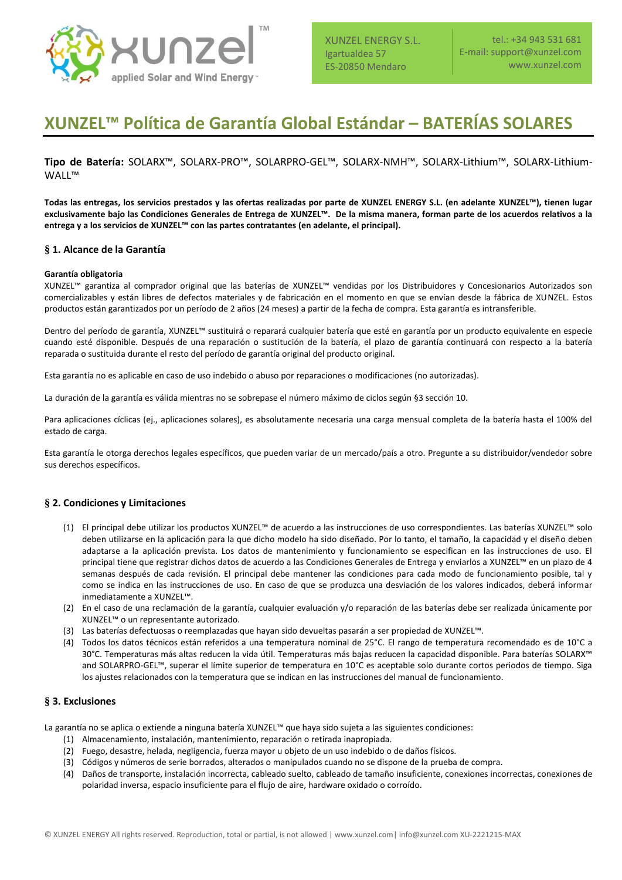XUNZEL ENERGY S.L.
Igartualdea 57
ES-20850 Mendaro

tel.: +34 943 531 681
E-mail: support@xunzel.com
www.xunzel.com

# XUNZEL™ Política de Garantía Global Estándar – BATERÍAS SOLARES

**Tipo de Batería:** SOLARX™, SOLARX-PRO™, SOLARPRO-GEL™, SOLARX-NMH™, SOLARX-Lithium™, SOLARX-Lithium-WALL™

**Todas las entregas, los servicios prestados y las ofertas realizadas por parte de XUNZEL ENERGY S.L. (en adelante XUNZEL™), tienen lugar exclusivamente bajo las Condiciones Generales de Entrega de XUNZEL™. De la misma manera, forman parte de los acuerdos relativos a la entrega y a los servicios de XUNZEL™ con las partes contratantes (en adelante, el principal).**

## § 1. Alcance de la Garantía

**Garantía obligatoria**

XUNZEL™ garantiza al comprador original que las baterías de XUNZEL™ vendidas por los Distribuidores y Concesionarios Autorizados son comercializables y están libres de defectos materiales y de fabricación en el momento en que se envían desde la fábrica de XUNZEL. Estos productos están garantizados por un período de 2 años (24 meses) a partir de la fecha de compra. Esta garantía es intransferible.

Dentro del período de garantía, XUNZEL™ sustituirá o reparará cualquier batería que esté en garantía por un producto equivalente en especie cuando esté disponible. Después de una reparación o sustitución de la batería, el plazo de garantía continuará con respecto a la batería reparada o sustituida durante el resto del período de garantía original del producto original.

Esta garantía no es aplicable en caso de uso indebido o abuso por reparaciones o modificaciones (no autorizadas).

La duración de la garantía es válida mientras no se sobrepase el número máximo de ciclos según §3 sección 10.

Para aplicaciones cíclicas (ej., aplicaciones solares), es absolutamente necesaria una carga mensual completa de la batería hasta el 100% del estado de carga.

Esta garantía le otorga derechos legales específicos, que pueden variar de un mercado/país a otro. Pregunte a su distribuidor/vendedor sobre sus derechos específicos.

## § 2. Condiciones y Limitaciones

(1) El principal debe utilizar los productos XUNZEL™ de acuerdo a las instrucciones de uso correspondientes. Las baterías XUNZEL™ solo deben utilizarse en la aplicación para la que dicho modelo ha sido diseñado. Por lo tanto, el tamaño, la capacidad y el diseño deben adaptarse a la aplicación prevista. Los datos de mantenimiento y funcionamiento se especifican en las instrucciones de uso. El principal tiene que registrar dichos datos de acuerdo a las Condiciones Generales de Entrega y enviarlos a XUNZEL™ en un plazo de 4 semanas después de cada revisión. El principal debe mantener las condiciones para cada modo de funcionamiento posible, tal y como se indica en las instrucciones de uso. En caso de que se produzca una desviación de los valores indicados, deberá informar inmediatamente a XUNZEL™.

(2) En el caso de una reclamación de la garantía, cualquier evaluación y/o reparación de las baterías debe ser realizada únicamente por XUNZEL™ o un representante autorizado.

(3) Las baterías defectuosas o reemplazadas que hayan sido devueltas pasarán a ser propiedad de XUNZEL™.

(4) Todos los datos técnicos están referidos a una temperatura nominal de 25°C. El rango de temperatura recomendado es de 10°C a 30°C. Temperaturas más altas reducen la vida útil. Temperaturas más bajas reducen la capacidad disponible. Para baterías SOLARX™ and SOLARPRO-GEL™, superar el límite superior de temperatura en 10°C es aceptable solo durante cortos periodos de tiempo. Siga los ajustes relacionados con la temperatura que se indican en las instrucciones del manual de funcionamiento.

## § 3. Exclusiones

La garantía no se aplica o extiende a ninguna batería XUNZEL™ que haya sido sujeta a las siguientes condiciones:

(1) Almacenamiento, instalación, mantenimiento, reparación o retirada inapropiada.

(2) Fuego, desastre, helada, negligencia, fuerza mayor u objeto de un uso indebido o de daños físicos.

(3) Códigos y números de serie borrados, alterados o manipulados cuando no se dispone de la prueba de compra.

(4) Daños de transporte, instalación incorrecta, cableado suelto, cableado de tamaño insuficiente, conexiones incorrectas, conexiones de polaridad inversa, espacio insuficiente para el flujo de aire, hardware oxidado o corroído.

© XUNZEL ENERGY All rights reserved. Reproduction, total or partial, is not allowed | www.xunzel.com | info@xunzel.com XU-2221215-MAX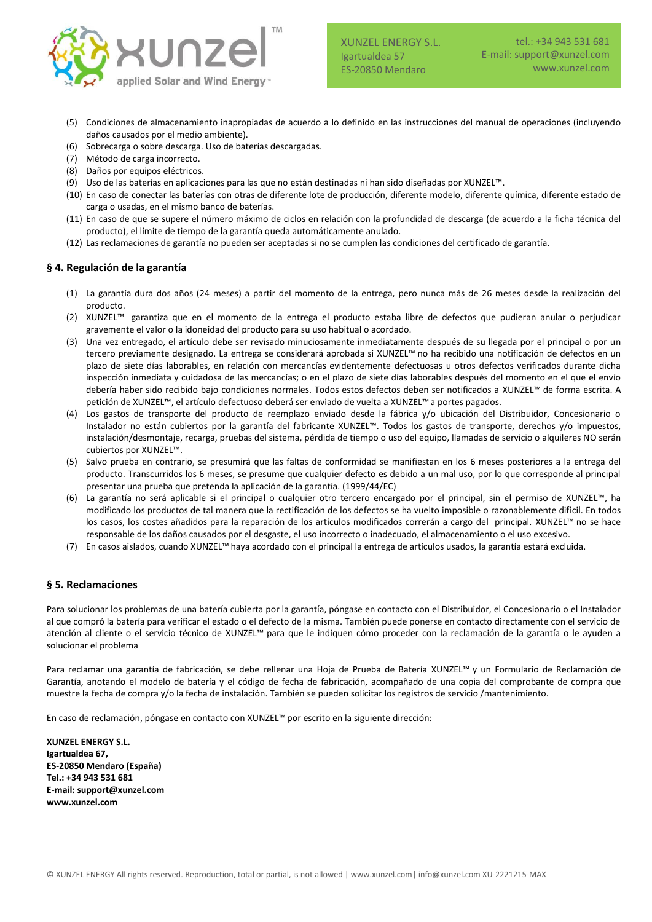(5) Condiciones de almacenamiento inapropiadas de acuerdo a lo definido en las instrucciones del manual de operaciones (incluyendo daños causados por el medio ambiente).
(6) Sobrecarga o sobre descarga. Uso de baterías descargadas.
(7) Método de carga incorrecto.
(8) Daños por equipos eléctricos.
(9) Uso de las baterías en aplicaciones para las que no están destinadas ni han sido diseñadas por XUNZEL™.
(10) En caso de conectar las baterías con otras de diferente lote de producción, diferente modelo, diferente química, diferente estado de carga o usadas, en el mismo banco de baterías.
(11) En caso de que se supere el número máximo de ciclos en relación con la profundidad de descarga (de acuerdo a la ficha técnica del producto), el límite de tiempo de la garantía queda automáticamente anulado.
(12) Las reclamaciones de garantía no pueden ser aceptadas si no se cumplen las condiciones del certificado de garantía.

## § 4. Regulación de la garantía

(1) La garantía dura dos años (24 meses) a partir del momento de la entrega, pero nunca más de 26 meses desde la realización del producto.
(2) XUNZEL™ garantiza que en el momento de la entrega el producto estaba libre de defectos que pudieran anular o perjudicar gravemente el valor o la idoneidad del producto para su uso habitual o acordado.
(3) Una vez entregado, el artículo debe ser revisado minuciosamente inmediatamente después de su llegada por el principal o por un tercero previamente designado. La entrega se considerará aprobada si XUNZEL™ no ha recibido una notificación de defectos en un plazo de siete días laborables, en relación con mercancías evidentemente defectuosas u otros defectos verificados durante dicha inspección inmediata y cuidadosa de las mercancías; o en el plazo de siete días laborables después del momento en el que el envío debería haber sido recibido bajo condiciones normales. Todos estos defectos deben ser notificados a XUNZEL™ de forma escrita. A petición de XUNZEL™, el artículo defectuoso deberá ser enviado de vuelta a XUNZEL™ a portes pagados.
(4) Los gastos de transporte del producto de reemplazo enviado desde la fábrica y/o ubicación del Distribuidor, Concesionario o Instalador no están cubiertos por la garantía del fabricante XUNZEL™. Todos los gastos de transporte, derechos y/o impuestos, instalación/desmontaje, recarga, pruebas del sistema, pérdida de tiempo o uso del equipo, llamadas de servicio o alquileres NO serán cubiertos por XUNZEL™.
(5) Salvo prueba en contrario, se presumirá que las faltas de conformidad se manifiestan en los 6 meses posteriores a la entrega del producto. Transcurridos los 6 meses, se presume que cualquier defecto es debido a un mal uso, por lo que corresponde al principal presentar una prueba que pretenda la aplicación de la garantía. (1999/44/EC)
(6) La garantía no será aplicable si el principal o cualquier otro tercero encargado por el principal, sin el permiso de XUNZEL™, ha modificado los productos de tal manera que la rectificación de los defectos se ha vuelto imposible o razonablemente difícil. En todos los casos, los costes añadidos para la reparación de los artículos modificados correrán a cargo del principal. XUNZEL™ no se hace responsable de los daños causados por el desgaste, el uso incorrecto o inadecuado, el almacenamiento o el uso excesivo.
(7) En casos aislados, cuando XUNZEL™ haya acordado con el principal la entrega de artículos usados, la garantía estará excluida.

## § 5. Reclamaciones

Para solucionar los problemas de una batería cubierta por la garantía, póngase en contacto con el Distribuidor, el Concesionario o el Instalador al que compró la batería para verificar el estado o el defecto de la misma. También puede ponerse en contacto directamente con el servicio de atención al cliente o el servicio técnico de XUNZEL™ para que le indiquen cómo proceder con la reclamación de la garantía o le ayuden a solucionar el problema

Para reclamar una garantía de fabricación, se debe rellenar una Hoja de Prueba de Batería XUNZEL™ y un Formulario de Reclamación de Garantía, anotando el modelo de batería y el código de fecha de fabricación, acompañado de una copia del comprobante de compra que muestre la fecha de compra y/o la fecha de instalación. También se pueden solicitar los registros de servicio /mantenimiento.

En caso de reclamación, póngase en contacto con XUNZEL™ por escrito en la siguiente dirección:

**XUNZEL ENERGY S.L.**
**Igartualdea 67,**
**ES-20850 Mendaro (España)**
**Tel.: +34 943 531 681**
**E-mail: support@xunzel.com**
**www.xunzel.com**